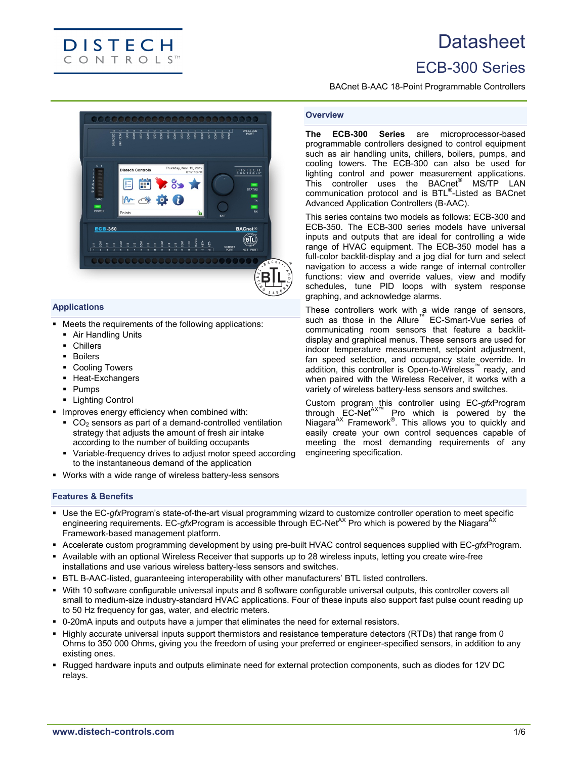# Datasheet

## ECB-300 Series

BACnet B-AAC 18-Point Programmable Controllers

## Overview

**The ECB-300 Series** are microprocessor-based programmable controllers designed to control equipment such as air handling units, chillers, boilers, pumps, and cooling towers. The ECB-300 can also be used for lighting control and power measurement applications. This controller uses the BACnet® MS/TP LAN communication protocol and is BTL®-Listed as BACnet Advanced Application Controllers (B-AAC).

This series contains two models as follows: ECB-300 and ECB-350. The ECB-300 series models have universal inputs and outputs that are ideal for controlling a wide range of HVAC equipment. The ECB-350 model has a full-color backlit-display and a jog dial for turn and select navigation to access a wide range of internal controller functions: view and override values, view and modify schedules, tune PID loops with system response graphing, and acknowledge alarms.

These controllers work with a wide range of sensors, such as those in the Allure™ EC-Smart-Vue series of communicating room sensors that feature a backlit-display and graphical menus. These sensors are used for indoor temperature measurement, setpoint adjustment, fan speed selection, and occupancy state override. In addition, this controller is Open-to-Wireless™ ready, and when paired with the Wireless Receiver, it works with a variety of wireless battery-less sensors and switches.

Custom program this controller using EC-*gfx*Program through EC-Net[AX™] Pro which is powered by the Niagara[AX] Framework®. This allows you to quickly and easily create your own control sequences capable of meeting the most demanding requirements of any engineering specification.

## Applications

- Meets the requirements of the following applications:
  - Air Handling Units
  - Chillers
  - Boilers
  - Cooling Towers
  - Heat-Exchangers
  - Pumps
  - Lighting Control
- Improves energy efficiency when combined with:
  - $CO_2$ sensors as part of a demand-controlled ventilation strategy that adjusts the amount of fresh air intake according to the number of building occupants
  - Variable-frequency drives to adjust motor speed according to the instantaneous demand of the application
- Works with a wide range of wireless battery-less sensors

## Features & Benefits

- Use the EC-*gfx*Program's state-of-the-art visual programming wizard to customize controller operation to meet specific engineering requirements. EC-*gfx*Program is accessible through EC-Net[AX] Pro which is powered by the Niagara[AX] Framework-based management platform.
- Accelerate custom programming development by using pre-built HVAC control sequences supplied with EC-*gfx*Program.
- Available with an optional Wireless Receiver that supports up to 28 wireless inputs, letting you create wire-free installations and use various wireless battery-less sensors and switches.
- BTL B-AAC-listed, guaranteeing interoperability with other manufacturers' BTL listed controllers.
- With 10 software configurable universal inputs and 8 software configurable universal outputs, this controller covers all small to medium-size industry-standard HVAC applications. Four of these inputs also support fast pulse count reading up to 50 Hz frequency for gas, water, and electric meters.
- 0-20mA inputs and outputs have a jumper that eliminates the need for external resistors.
- Highly accurate universal inputs support thermistors and resistance temperature detectors (RTDs) that range from 0 Ohms to 350 000 Ohms, giving you the freedom of using your preferred or engineer-specified sensors, in addition to any existing ones.
- Rugged hardware inputs and outputs eliminate need for external protection components, such as diodes for 12V DC relays.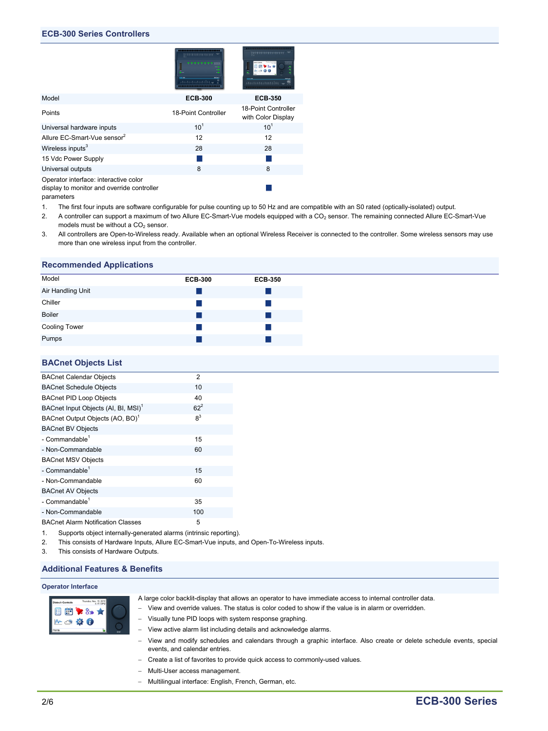## ECB-300 Series Controllers

| Model | ECB-300 | ECB-350 |
|---|---|---|
| Points | 18-Point Controller | 18-Point Controller with Color Display |
| Universal hardware inputs | 10[1] | 10[1] |
| Allure EC-Smart-Vue sensor[2] | 12 | 12 |
| Wireless inputs[3] | 28 | 28 |
| 15 Vdc Power Supply | ■ | ■ |
| Universal outputs | 8 | 8 |
| Operator interface: interactive color display to monitor and override controller parameters | | ■ |

1. The first four inputs are software configurable for pulse counting up to 50 Hz and are compatible with an S0 rated (optically-isolated) output.
2. A controller can support a maximum of two Allure EC-Smart-Vue models equipped with a $CO_2$ sensor. The remaining connected Allure EC-Smart-Vue models must be without a $CO_2$ sensor.
3. All controllers are Open-to-Wireless ready. Available when an optional Wireless Receiver is connected to the controller. Some wireless sensors may use more than one wireless input from the controller.

## Recommended Applications

| Model | ECB-300 | ECB-350 |
|---|---|---|
| Air Handling Unit | ■ | ■ |
| Chiller | ■ | ■ |
| Boiler | ■ | ■ |
| Cooling Tower | ■ | ■ |
| Pumps | ■ | ■ |

## BACnet Objects List

| | |
|---|---|
| BACnet Calendar Objects | 2 |
| BACnet Schedule Objects | 10 |
| BACnet PID Loop Objects | 40 |
| BACnet Input Objects (AI, BI, MSI)[1] | 62[2] |
| BACnet Output Objects (AO, BO)[1] | 8[3] |
| BACnet BV Objects | |
| - Commandable[1] | 15 |
| - Non-Commandable | 60 |
| BACnet MSV Objects | |
| - Commandable[1] | 15 |
| - Non-Commandable | 60 |
| BACnet AV Objects | |
| - Commandable[1] | 35 |
| - Non-Commandable | 100 |
| BACnet Alarm Notification Classes | 5 |

1. Supports object internally-generated alarms (intrinsic reporting).
2. This consists of Hardware Inputs, Allure EC-Smart-Vue inputs, and Open-To-Wireless inputs.
3. This consists of Hardware Outputs.

## Additional Features & Benefits

### Operator Interface

A large color backlit-display that allows an operator to have immediate access to internal controller data.

- View and override values. The status is color coded to show if the value is in alarm or overridden.
- Visually tune PID loops with system response graphing.
- View active alarm list including details and acknowledge alarms.
- View and modify schedules and calendars through a graphic interface. Also create or delete schedule events, special events, and calendar entries.
- Create a list of favorites to provide quick access to commonly-used values.
- Multi-User access management.
- Multilingual interface: English, French, German, etc.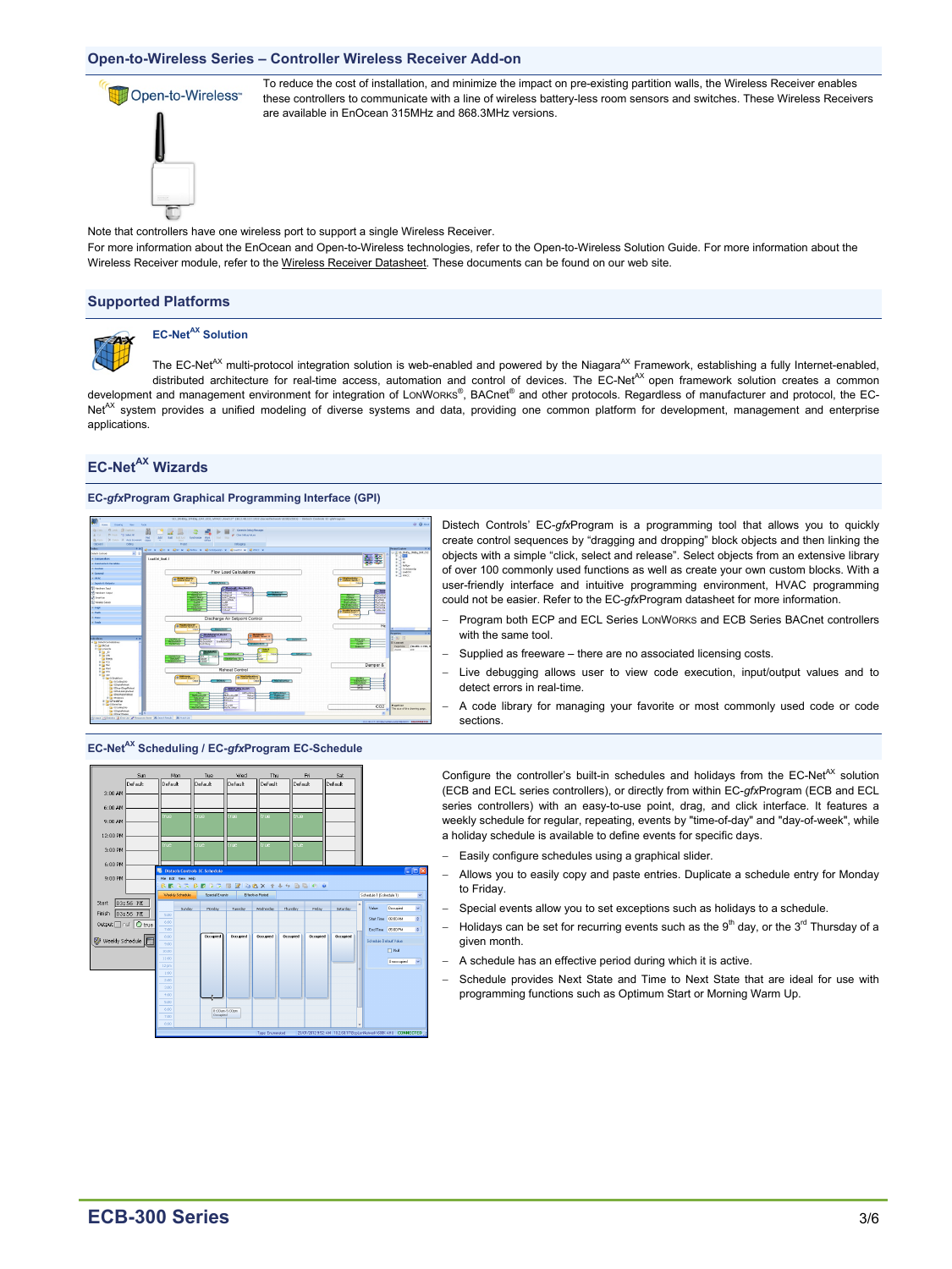## Open-to-Wireless Series – Controller Wireless Receiver Add-on

To reduce the cost of installation, and minimize the impact on pre-existing partition walls, the Wireless Receiver enables these controllers to communicate with a line of wireless battery-less room sensors and switches. These Wireless Receivers are available in EnOcean 315MHz and 868.3MHz versions.

Note that controllers have one wireless port to support a single Wireless Receiver.

For more information about the EnOcean and Open-to-Wireless technologies, refer to the Open-to-Wireless Solution Guide. For more information about the Wireless Receiver module, refer to the Wireless Receiver Datasheet. These documents can be found on our web site.

## Supported Platforms

### EC-Net$^{AX}$ Solution

The EC-Net$^{AX}$ multi-protocol integration solution is web-enabled and powered by the Niagara$^{AX}$ Framework, establishing a fully Internet-enabled, distributed architecture for real-time access, automation and control of devices. The EC-Net$^{AX}$ open framework solution creates a common development and management environment for integration of LONWORKS®, BACnet® and other protocols. Regardless of manufacturer and protocol, the EC-Net$^{AX}$ system provides a unified modeling of diverse systems and data, providing one common platform for development, management and enterprise applications.

## EC-Net$^{AX}$ Wizards

### EC-*gfx*Program Graphical Programming Interface (GPI)

Distech Controls' EC-*gfx*Program is a programming tool that allows you to quickly create control sequences by "dragging and dropping" block objects and then linking the objects with a simple "click, select and release". Select objects from an extensive library of over 100 commonly used functions as well as create your own custom blocks. With a user-friendly interface and intuitive programming environment, HVAC programming could not be easier. Refer to the EC-*gfx*Program datasheet for more information.

- Program both ECP and ECL Series LONWORKS and ECB Series BACnet controllers with the same tool.
- Supplied as freeware – there are no associated licensing costs.
- Live debugging allows user to view code execution, input/output values and to detect errors in real-time.
- A code library for managing your favorite or most commonly used code or code sections.

### EC-Net$^{AX}$ Scheduling / EC-*gfx*Program EC-Schedule

Configure the controller's built-in schedules and holidays from the EC-Net$^{AX}$ solution (ECB and ECL series controllers), or directly from within EC-*gfx*Program (ECB and ECL series controllers) with an easy-to-use point, drag, and click interface. It features a weekly schedule for regular, repeating, events by "time-of-day" and "day-of-week", while a holiday schedule is available to define events for specific days.

- Easily configure schedules using a graphical slider.
- Allows you to easily copy and paste entries. Duplicate a schedule entry for Monday to Friday.
- Special events allow you to set exceptions such as holidays to a schedule.
- Holidays can be set for recurring events such as the 9th day, or the 3rd Thursday of a given month.
- A schedule has an effective period during which it is active.
- Schedule provides Next State and Time to Next State that are ideal for use with programming functions such as Optimum Start or Morning Warm Up.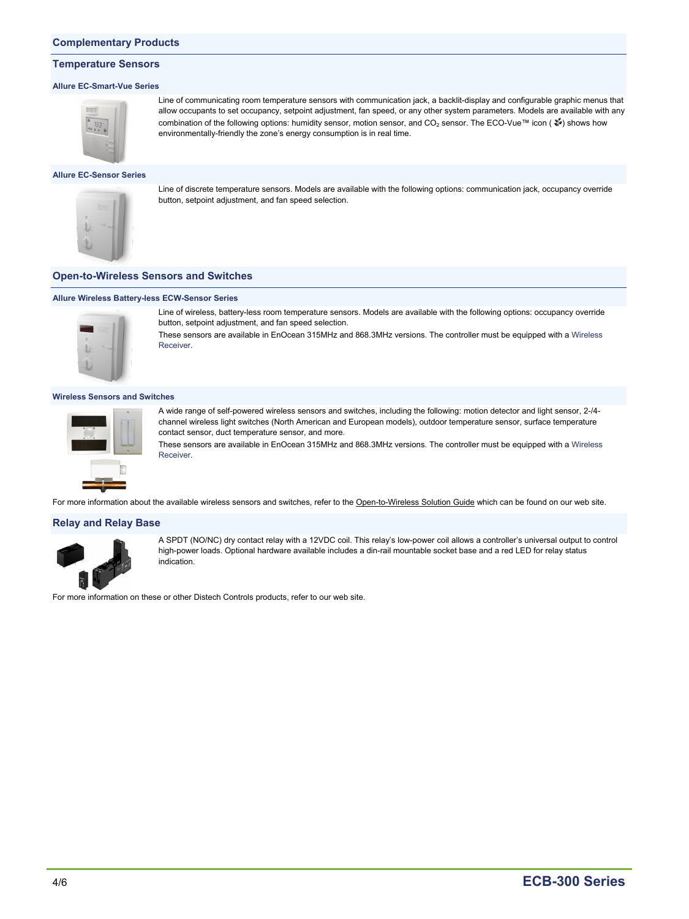## Complementary Products

### Temperature Sensors

#### Allure EC-Smart-Vue Series

Line of communicating room temperature sensors with communication jack, a backlit-display and configurable graphic menus that allow occupants to set occupancy, setpoint adjustment, fan speed, or any other system parameters. Models are available with any combination of the following options: humidity sensor, motion sensor, and $CO_2$ sensor. The ECO-Vue™ icon ( ) shows how environmentally-friendly the zone's energy consumption is in real time.

#### Allure EC-Sensor Series

Line of discrete temperature sensors. Models are available with the following options: communication jack, occupancy override button, setpoint adjustment, and fan speed selection.

### Open-to-Wireless Sensors and Switches

#### Allure Wireless Battery-less ECW-Sensor Series

Line of wireless, battery-less room temperature sensors. Models are available with the following options: occupancy override button, setpoint adjustment, and fan speed selection.

These sensors are available in EnOcean 315MHz and 868.3MHz versions. The controller must be equipped with a Wireless Receiver.

#### Wireless Sensors and Switches

A wide range of self-powered wireless sensors and switches, including the following: motion detector and light sensor, 2-/4-channel wireless light switches (North American and European models), outdoor temperature sensor, surface temperature contact sensor, duct temperature sensor, and more.

These sensors are available in EnOcean 315MHz and 868.3MHz versions. The controller must be equipped with a Wireless Receiver.

For more information about the available wireless sensors and switches, refer to the Open-to-Wireless Solution Guide which can be found on our web site.

### Relay and Relay Base

A SPDT (NO/NC) dry contact relay with a 12VDC coil. This relay's low-power coil allows a controller's universal output to control high-power loads. Optional hardware available includes a din-rail mountable socket base and a red LED for relay status indication.

For more information on these or other Distech Controls products, refer to our web site.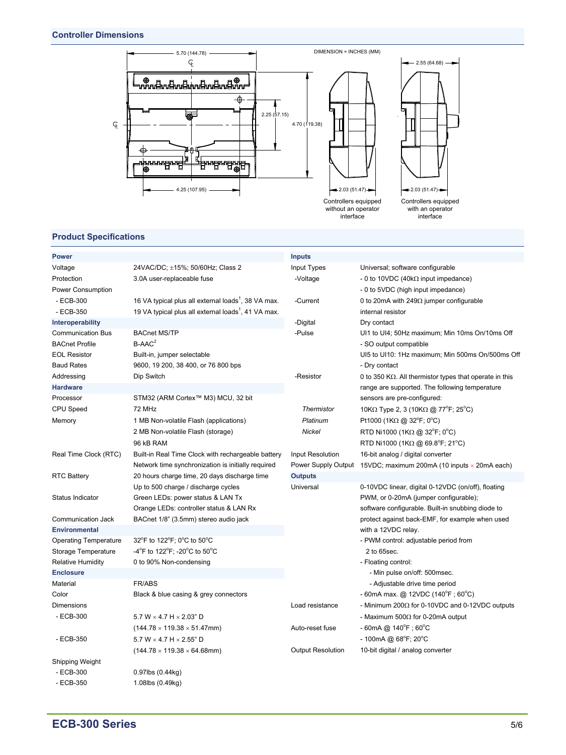## Controller Dimensions

DIMENSION = INCHES (MM)

5.70 (144.78)

2.25 (57.15)

4.70 (119.38)

4.25 (107.95)

2.55 (64.68)

2.03 (51.47)

Controllers equipped without an operator interface

2.03 (51.47)

Controllers equipped with an operator interface

## Product Specifications

| **Power** | |
|---|---|
| Voltage | 24VAC/DC; ±15%; 50/60Hz; Class 2 |
| Protection | 3.0A user-replaceable fuse |
| Power Consumption | |
| - ECB-300 | 16 VA typical plus all external loads[1], 38 VA max. |
| - ECB-350 | 19 VA typical plus all external loads[1], 41 VA max. |
| **Interoperability** | |
| Communication Bus | BACnet MS/TP |
| BACnet Profile | B-AAC[2] |
| EOL Resistor | Built-in, jumper selectable |
| Baud Rates | 9600, 19 200, 38 400, or 76 800 bps |
| Addressing | Dip Switch |
| **Hardware** | |
| Processor | STM32 (ARM Cortex™ M3) MCU, 32 bit |
| CPU Speed | 72 MHz |
| Memory | 1 MB Non-volatile Flash (applications) |
| | 2 MB Non-volatile Flash (storage) |
| | 96 kB RAM |
| Real Time Clock (RTC) | Built-in Real Time Clock with rechargeable battery |
| | Network time synchronization is initially required |
| RTC Battery | 20 hours charge time, 20 days discharge time |
| | Up to 500 charge / discharge cycles |
| Status Indicator | Green LEDs: power status & LAN Tx |
| | Orange LEDs: controller status & LAN Rx |
| Communication Jack | BACnet 1/8" (3.5mm) stereo audio jack |
| **Environmental** | |
| Operating Temperature | 32°F to 122°F; 0°C to 50°C |
| Storage Temperature | -4°F to 122°F; -20°C to 50°C |
| Relative Humidity | 0 to 90% Non-condensing |
| **Enclosure** | |
| Material | FR/ABS |
| Color | Black & blue casing & grey connectors |
| Dimensions | |
| - ECB-300 | 5.7 W × 4.7 H × 2.03" D |
| | (144.78 × 119.38 × 51.47mm) |
| - ECB-350 | 5.7 W × 4.7 H × 2.55" D |
| | (144.78 × 119.38 × 64.68mm) |
| Shipping Weight | |
| - ECB-300 | 0.97lbs (0.44kg) |
| - ECB-350 | 1.08lbs (0.49kg) |

| **Inputs** | |
|---|---|
| Input Types | Universal; software configurable |
| -Voltage | - 0 to 10VDC (40kΩ input impedance) |
| | - 0 to 5VDC (high input impedance) |
| -Current | 0 to 20mA with 249Ω jumper configurable internal resistor |
| -Digital | Dry contact |
| -Pulse | UI1 to UI4; 50Hz maximum; Min 10ms On/10ms Off |
| | - SO output compatible |
| | UI5 to UI10: 1Hz maximum; Min 500ms On/500ms Off |
| | - Dry contact |
| -Resistor | 0 to 350 KΩ. All thermistor types that operate in this range are supported. The following temperature sensors are pre-configured: |
| *Thermistor* | 10KΩ Type 2, 3 (10KΩ @ 77°F; 25°C) |
| *Platinum* | Pt1000 (1KΩ @ 32°F; 0°C) |
| *Nickel* | RTD Ni1000 (1KΩ @ 32°F; 0°C) |
| | RTD Ni1000 (1KΩ @ 69.8°F; 21°C) |
| Input Resolution | 16-bit analog / digital converter |
| Power Supply Output | 15VDC; maximum 200mA (10 inputs × 20mA each) |
| **Outputs** | |
| Universal | 0-10VDC linear, digital 0-12VDC (on/off), floating PWM, or 0-20mA (jumper configurable); software configurable. Built-in snubbing diode to protect against back-EMF, for example when used with a 12VDC relay. |
| | - PWM control: adjustable period from 2 to 65sec. |
| | - Floating control: |
| | - Min pulse on/off: 500msec. |
| | - Adjustable drive time period |
| | - 60mA max. @ 12VDC (140°F ; 60°C) |
| Load resistance | - Minimum 200Ω for 0-10VDC and 0-12VDC outputs |
| | - Maximum 500Ω for 0-20mA output |
| Auto-reset fuse | - 60mA @ 140°F ; 60°C |
| | - 100mA @ 68°F; 20°C |
| Output Resolution | 10-bit digital / analog converter |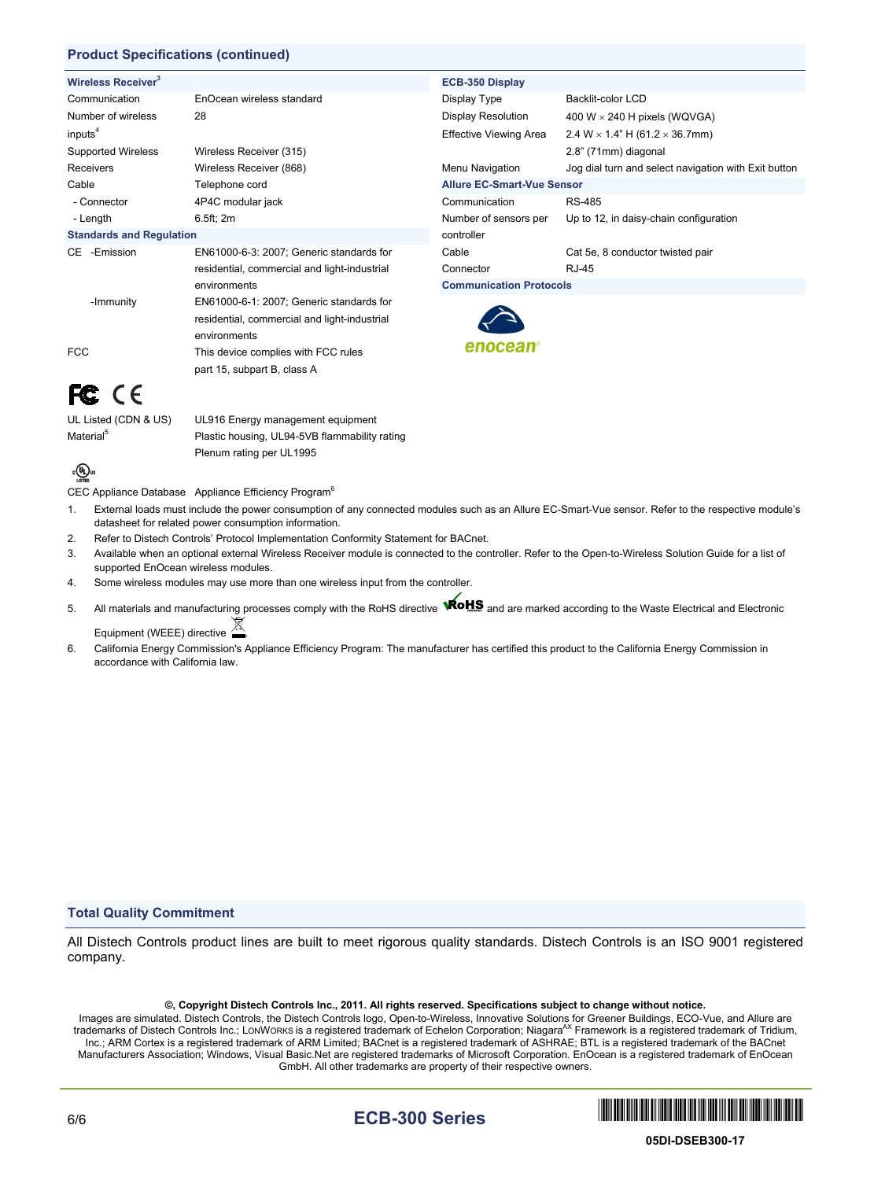## Product Specifications (continued)

| Wireless Receiver[3] | |
|---|---|
| Communication | EnOcean wireless standard |
| Number of wireless inputs[4] | 28 |
| Supported Wireless Receivers | Wireless Receiver (315)<br>Wireless Receiver (868) |
| Cable | Telephone cord |
| - Connector | 4P4C modular jack |
| - Length | 6.5ft; 2m |

| Standards and Regulation | |
|---|---|
| CE -Emission | EN61000-6-3: 2007; Generic standards for residential, commercial and light-industrial environments |
| -Immunity | EN61000-6-1: 2007; Generic standards for residential, commercial and light-industrial environments |
| FCC | This device complies with FCC rules part 15, subpart B, class A |
| UL Listed (CDN & US) | UL916 Energy management equipment |
| Material[5] | Plastic housing, UL94-5VB flammability rating<br>Plenum rating per UL1995 |
| CEC Appliance Database | Appliance Efficiency Program[6] |

| ECB-350 Display | |
|---|---|
| Display Type | Backlit-color LCD |
| Display Resolution | 400 W × 240 H pixels (WQVGA) |
| Effective Viewing Area | 2.4 W × 1.4" H (61.2 × 36.7mm)<br>2.8" (71mm) diagonal |
| Menu Navigation | Jog dial turn and select navigation with Exit button |

| Allure EC-Smart-Vue Sensor | |
|---|---|
| Communication | RS-485 |
| Number of sensors per controller | Up to 12, in daisy-chain configuration |
| Cable | Cat 5e, 8 conductor twisted pair |
| Connector | RJ-45 |

**Communication Protocols**

enocean®

1. External loads must include the power consumption of any connected modules such as an Allure EC-Smart-Vue sensor. Refer to the respective module's datasheet for related power consumption information.
2. Refer to Distech Controls' Protocol Implementation Conformity Statement for BACnet.
3. Available when an optional external Wireless Receiver module is connected to the controller. Refer to the Open-to-Wireless Solution Guide for a list of supported EnOcean wireless modules.
4. Some wireless modules may use more than one wireless input from the controller.
5. All materials and manufacturing processes comply with the RoHS directive and are marked according to the Waste Electrical and Electronic Equipment (WEEE) directive.
6. California Energy Commission's Appliance Efficiency Program: The manufacturer has certified this product to the California Energy Commission in accordance with California law.

## Total Quality Commitment

All Distech Controls product lines are built to meet rigorous quality standards. Distech Controls is an ISO 9001 registered company.

**©, Copyright Distech Controls Inc., 2011. All rights reserved. Specifications subject to change without notice.**

Images are simulated. Distech Controls, the Distech Controls logo, Open-to-Wireless, Innovative Solutions for Greener Buildings, ECO-Vue, and Allure are trademarks of Distech Controls Inc.; LonWorks is a registered trademark of Echelon Corporation; Niagara[AX] Framework is a registered trademark of Tridium, Inc.; ARM Cortex is a registered trademark of ARM Limited; BACnet is a registered trademark of ASHRAE; BTL is a registered trademark of the BACnet Manufacturers Association; Windows, Visual Basic.Net are registered trademarks of Microsoft Corporation. EnOcean is a registered trademark of EnOcean GmbH. All other trademarks are property of their respective owners.

05DI-DSEB300-17